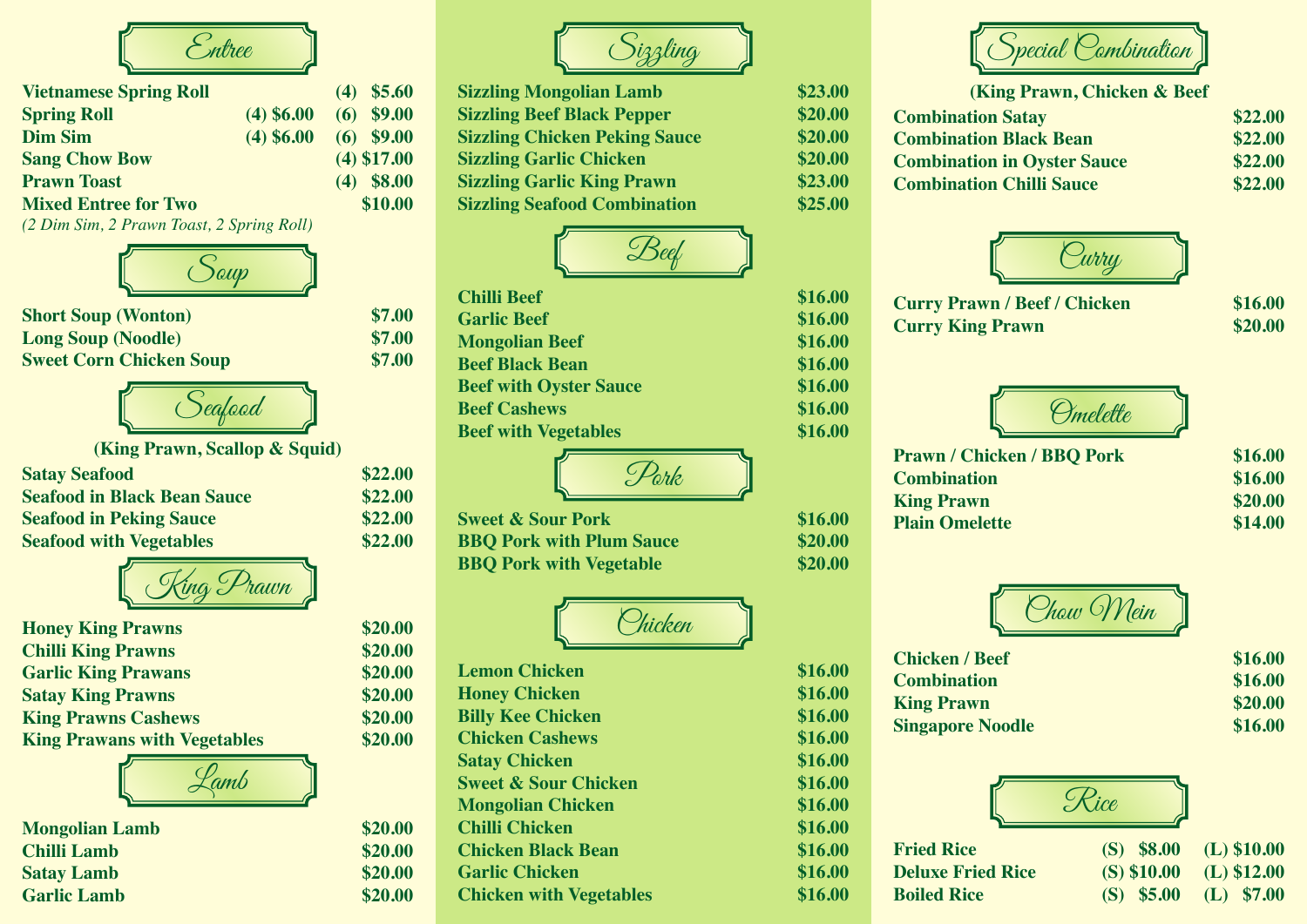## Entree

| Item | | |
|---|---|---|
| Vietnamese Spring Roll | | (4) $5.60 |
| Spring Roll | (4) $6.00 | (6) $9.00 |
| Dim Sim | (4) $6.00 | (6) $9.00 |
| Sang Chow Bow | | (4) $17.00 |
| Prawn Toast | | (4) $8.00 |
| Mixed Entree for Two | | $10.00 |

*(2 Dim Sim, 2 Prawn Toast, 2 Spring Roll)*

## Soup

| Item | Price |
|---|---|
| Short Soup (Wonton) | $7.00 |
| Long Soup (Noodle) | $7.00 |
| Sweet Corn Chicken Soup | $7.00 |

## Seafood

**(King Prawn, Scallop & Squid)**

| Item | Price |
|---|---|
| Satay Seafood | $22.00 |
| Seafood in Black Bean Sauce | $22.00 |
| Seafood in Peking Sauce | $22.00 |
| Seafood with Vegetables | $22.00 |

## King Prawn

| Item | Price |
|---|---|
| Honey King Prawns | $20.00 |
| Chilli King Prawns | $20.00 |
| Garlic King Prawans | $20.00 |
| Satay King Prawns | $20.00 |
| King Prawns Cashews | $20.00 |
| King Prawans with Vegetables | $20.00 |

## Lamb

| Item | Price |
|---|---|
| Mongolian Lamb | $20.00 |
| Chilli Lamb | $20.00 |
| Satay Lamb | $20.00 |
| Garlic Lamb | $20.00 |

## Sizzling

| Item | Price |
|---|---|
| Sizzling Mongolian Lamb | $23.00 |
| Sizzling Beef Black Pepper | $20.00 |
| Sizzling Chicken Peking Sauce | $20.00 |
| Sizzling Garlic Chicken | $20.00 |
| Sizzling Garlic King Prawn | $23.00 |
| Sizzling Seafood Combination | $25.00 |

## Beef

| Item | Price |
|---|---|
| Chilli Beef | $16.00 |
| Garlic Beef | $16.00 |
| Mongolian Beef | $16.00 |
| Beef Black Bean | $16.00 |
| Beef with Oyster Sauce | $16.00 |
| Beef Cashews | $16.00 |
| Beef with Vegetables | $16.00 |

## Pork

| Item | Price |
|---|---|
| Sweet & Sour Pork | $16.00 |
| BBQ Pork with Plum Sauce | $20.00 |
| BBQ Pork with Vegetable | $20.00 |

## Chicken

| Item | Price |
|---|---|
| Lemon Chicken | $16.00 |
| Honey Chicken | $16.00 |
| Billy Kee Chicken | $16.00 |
| Chicken Cashews | $16.00 |
| Satay Chicken | $16.00 |
| Sweet & Sour Chicken | $16.00 |
| Mongolian Chicken | $16.00 |
| Chilli Chicken | $16.00 |
| Chicken Black Bean | $16.00 |
| Garlic Chicken | $16.00 |
| Chicken with Vegetables | $16.00 |

## Special Combination

**(King Prawn, Chicken & Beef**

| Item | Price |
|---|---|
| Combination Satay | $22.00 |
| Combination Black Bean | $22.00 |
| Combination in Oyster Sauce | $22.00 |
| Combination Chilli Sauce | $22.00 |

## Curry

| Item | Price |
|---|---|
| Curry Prawn / Beef / Chicken | $16.00 |
| Curry King Prawn | $20.00 |

## Omelette

| Item | Price |
|---|---|
| Prawn / Chicken / BBQ Pork | $16.00 |
| Combination | $16.00 |
| King Prawn | $20.00 |
| Plain Omelette | $14.00 |

## Chow Mein

| Item | Price |
|---|---|
| Chicken / Beef | $16.00 |
| Combination | $16.00 |
| King Prawn | $20.00 |
| Singapore Noodle | $16.00 |

## Rice

| Item | Small | Large |
|---|---|---|
| Fried Rice | (S) $8.00 | (L) $10.00 |
| Deluxe Fried Rice | (S) $10.00 | (L) $12.00 |
| Boiled Rice | (S) $5.00 | (L) $7.00 |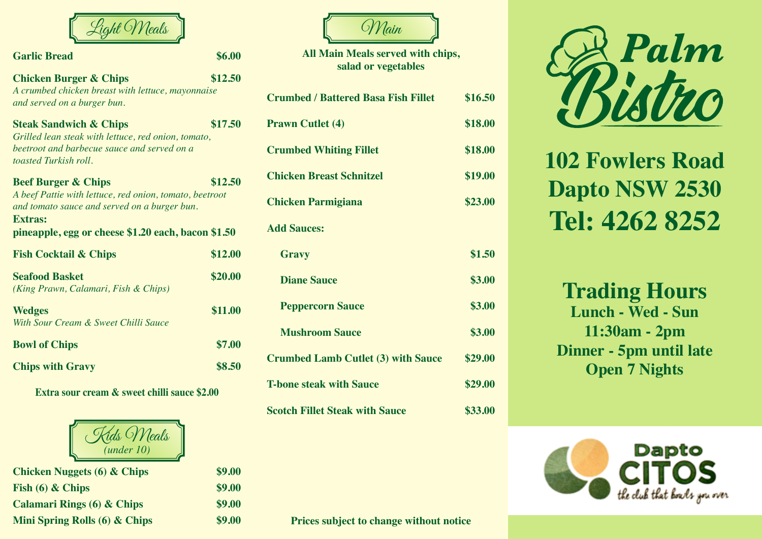## Light Meals

**Garlic Bread** **$6.00**

**Chicken Burger & Chips** **$12.50**
*A crumbed chicken breast with lettuce, mayonnaise and served on a burger bun.*

**Steak Sandwich & Chips** **$17.50**
*Grilled lean steak with lettuce, red onion, tomato, beetroot and barbecue sauce and served on a toasted Turkish roll.*

**Beef Burger & Chips** **$12.50**
*A beef Pattie with lettuce, red onion, tomato, beetroot and tomato sauce and served on a burger bun.*
**Extras:**
**pineapple, egg or cheese $1.20 each, bacon $1.50**

**Fish Cocktail & Chips** **$12.00**

**Seafood Basket** **$20.00**
*(King Prawn, Calamari, Fish & Chips)*

**Wedges** **$11.00**
*With Sour Cream & Sweet Chilli Sauce*

**Bowl of Chips** **$7.00**

**Chips with Gravy** **$8.50**

**Extra sour cream & sweet chilli sauce $2.00**

## Kids Meals
*(under 10)*

| | |
|---|---|
| **Chicken Nuggets (6) & Chips** | **$9.00** |
| **Fish (6) & Chips** | **$9.00** |
| **Calamari Rings (6) & Chips** | **$9.00** |
| **Mini Spring Rolls (6) & Chips** | **$9.00** |

## Main

**All Main Meals served with chips, salad or vegetables**

| | |
|---|---|
| **Crumbed / Battered Basa Fish Fillet** | **$16.50** |
| **Prawn Cutlet (4)** | **$18.00** |
| **Crumbed Whiting Fillet** | **$18.00** |
| **Chicken Breast Schnitzel** | **$19.00** |
| **Chicken Parmigiana** | **$23.00** |
| **Add Sauces:** | |
| **Gravy** | **$1.50** |
| **Diane Sauce** | **$3.00** |
| **Peppercorn Sauce** | **$3.00** |
| **Mushroom Sauce** | **$3.00** |
| **Crumbed Lamb Cutlet (3) with Sauce** | **$29.00** |
| **T-bone steak with Sauce** | **$29.00** |
| **Scotch Fillet Steak with Sauce** | **$33.00** |

**Prices subject to change without notice**

# Palm Bistro

## 102 Fowlers Road
## Dapto NSW 2530
## Tel: 4262 8252

## Trading Hours
**Lunch - Wed - Sun**
**11:30am - 2pm**
**Dinner - 5pm until late**
**Open 7 Nights**

Dapto CITOS
the club that bowls you over